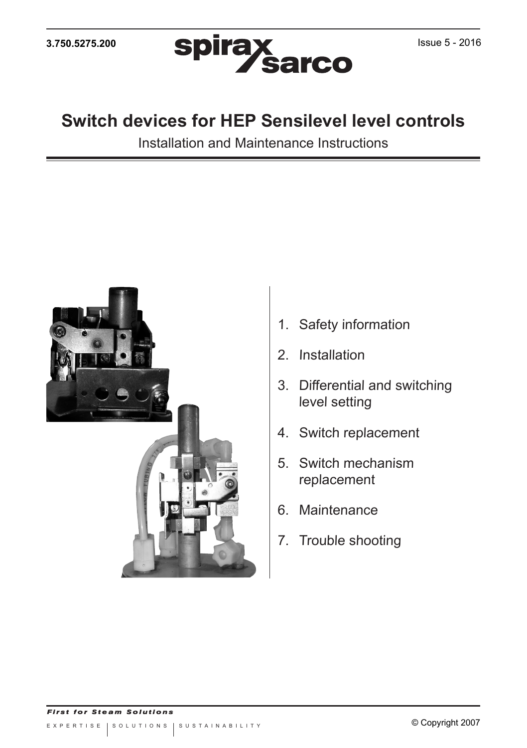3.750.5275.200

spirax sarco

Issue 5 - 2016

# Switch devices for HEP Sensilevel level controls

Installation and Maintenance Instructions

1. Safety information
2. Installation
3. Differential and switching level setting
4. Switch replacement
5. Switch mechanism replacement
6. Maintenance
7. Trouble shooting

*First for Steam Solutions*

EXPERTISE | SOLUTIONS | SUSTAINABILITY

© Copyright 2007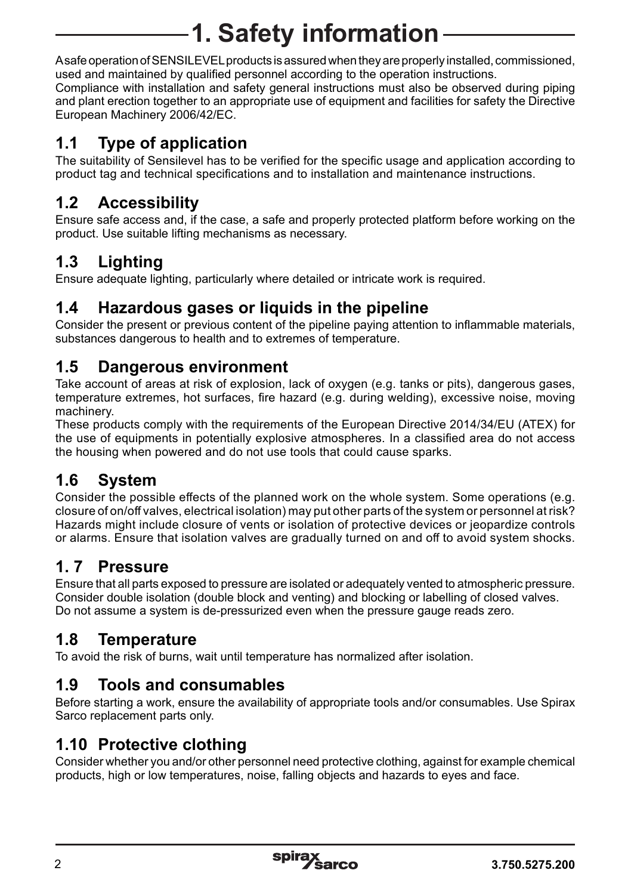# 1. Safety information

A safe operation of SENSILEVEL products is assured when they are properly installed, commissioned, used and maintained by qualified personnel according to the operation instructions.
Compliance with installation and safety general instructions must also be observed during piping and plant erection together to an appropriate use of equipment and facilities for safety the Directive European Machinery 2006/42/EC.

## 1.1 Type of application

The suitability of Sensilevel has to be verified for the specific usage and application according to product tag and technical specifications and to installation and maintenance instructions.

## 1.2 Accessibility

Ensure safe access and, if the case, a safe and properly protected platform before working on the product. Use suitable lifting mechanisms as necessary.

## 1.3 Lighting

Ensure adequate lighting, particularly where detailed or intricate work is required.

## 1.4 Hazardous gases or liquids in the pipeline

Consider the present or previous content of the pipeline paying attention to inflammable materials, substances dangerous to health and to extremes of temperature.

## 1.5 Dangerous environment

Take account of areas at risk of explosion, lack of oxygen (e.g. tanks or pits), dangerous gases, temperature extremes, hot surfaces, fire hazard (e.g. during welding), excessive noise, moving machinery.
These products comply with the requirements of the European Directive 2014/34/EU (ATEX) for the use of equipments in potentially explosive atmospheres. In a classified area do not access the housing when powered and do not use tools that could cause sparks.

## 1.6 System

Consider the possible effects of the planned work on the whole system. Some operations (e.g. closure of on/off valves, electrical isolation) may put other parts of the system or personnel at risk? Hazards might include closure of vents or isolation of protective devices or jeopardize controls or alarms. Ensure that isolation valves are gradually turned on and off to avoid system shocks.

## 1. 7 Pressure

Ensure that all parts exposed to pressure are isolated or adequately vented to atmospheric pressure. Consider double isolation (double block and venting) and blocking or labelling of closed valves.
Do not assume a system is de-pressurized even when the pressure gauge reads zero.

## 1.8 Temperature

To avoid the risk of burns, wait until temperature has normalized after isolation.

## 1.9 Tools and consumables

Before starting a work, ensure the availability of appropriate tools and/or consumables. Use Spirax Sarco replacement parts only.

## 1.10 Protective clothing

Consider whether you and/or other personnel need protective clothing, against for example chemical products, high or low temperatures, noise, falling objects and hazards to eyes and face.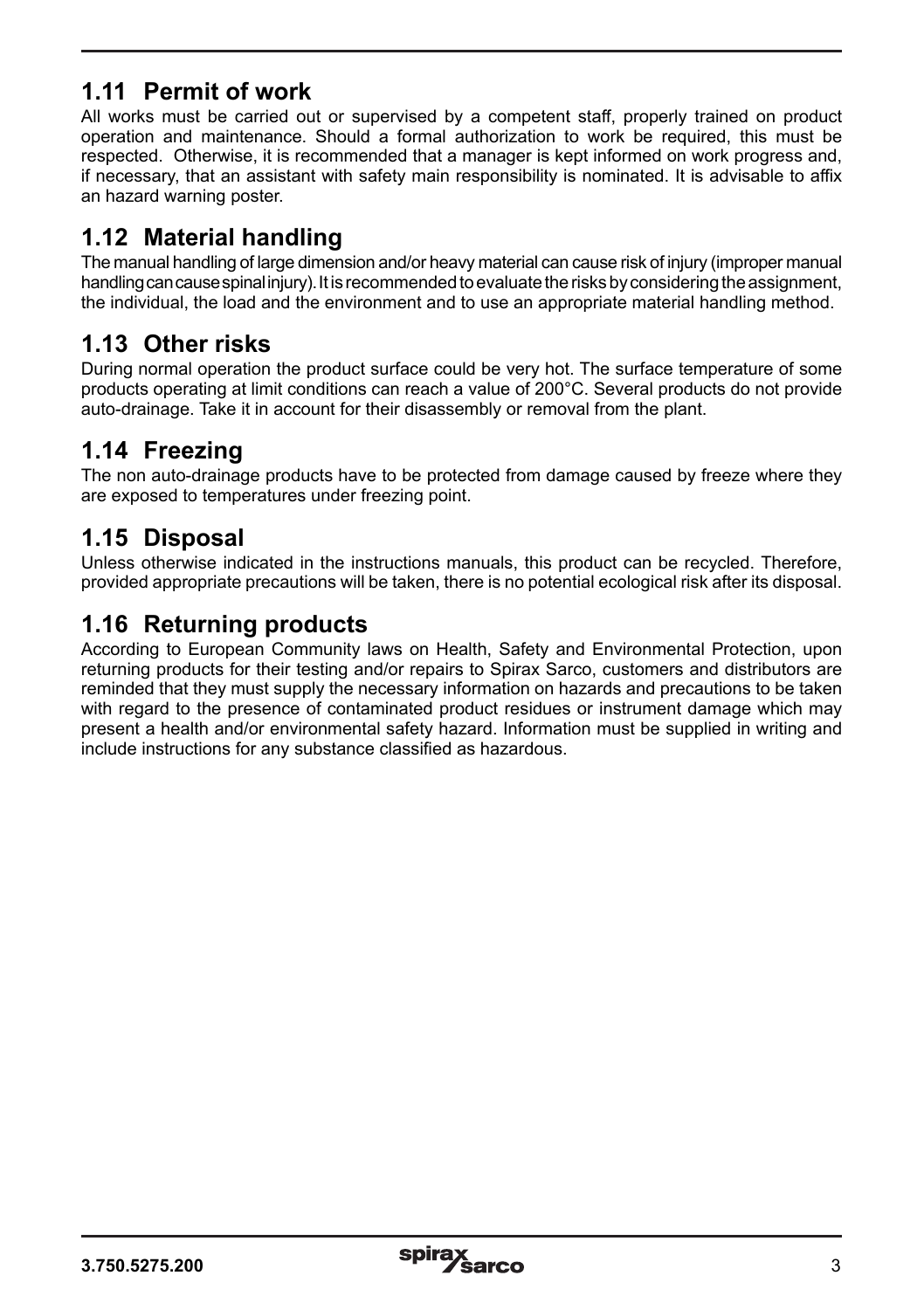## 1.11 Permit of work

All works must be carried out or supervised by a competent staff, properly trained on product operation and maintenance. Should a formal authorization to work be required, this must be respected. Otherwise, it is recommended that a manager is kept informed on work progress and, if necessary, that an assistant with safety main responsibility is nominated. It is advisable to affix an hazard warning poster.

## 1.12 Material handling

The manual handling of large dimension and/or heavy material can cause risk of injury (improper manual handling can cause spinal injury). It is recommended to evaluate the risks by considering the assignment, the individual, the load and the environment and to use an appropriate material handling method.

## 1.13 Other risks

During normal operation the product surface could be very hot. The surface temperature of some products operating at limit conditions can reach a value of 200°C. Several products do not provide auto-drainage. Take it in account for their disassembly or removal from the plant.

## 1.14 Freezing

The non auto-drainage products have to be protected from damage caused by freeze where they are exposed to temperatures under freezing point.

## 1.15 Disposal

Unless otherwise indicated in the instructions manuals, this product can be recycled. Therefore, provided appropriate precautions will be taken, there is no potential ecological risk after its disposal.

## 1.16 Returning products

According to European Community laws on Health, Safety and Environmental Protection, upon returning products for their testing and/or repairs to Spirax Sarco, customers and distributors are reminded that they must supply the necessary information on hazards and precautions to be taken with regard to the presence of contaminated product residues or instrument damage which may present a health and/or environmental safety hazard. Information must be supplied in writing and include instructions for any substance classified as hazardous.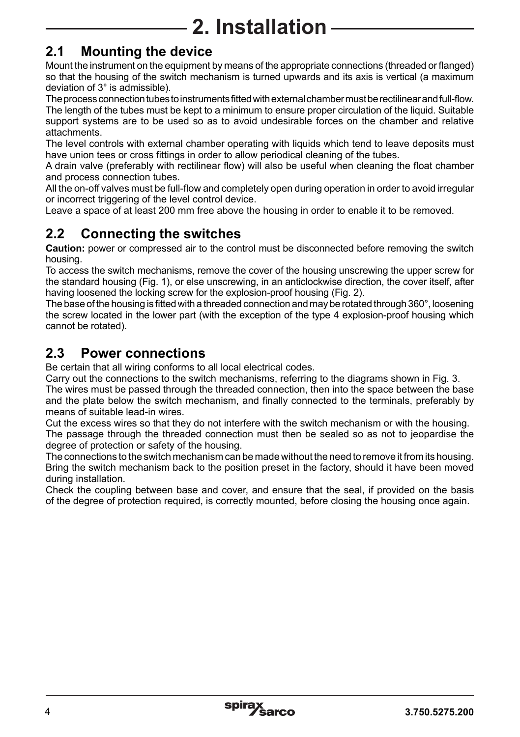# 2. Installation

## 2.1 Mounting the device

Mount the instrument on the equipment by means of the appropriate connections (threaded or flanged) so that the housing of the switch mechanism is turned upwards and its axis is vertical (a maximum deviation of 3° is admissible).

The process connection tubes to instruments fitted with external chamber must be rectilinear and full-flow. The length of the tubes must be kept to a minimum to ensure proper circulation of the liquid. Suitable support systems are to be used so as to avoid undesirable forces on the chamber and relative attachments.

The level controls with external chamber operating with liquids which tend to leave deposits must have union tees or cross fittings in order to allow periodical cleaning of the tubes.

A drain valve (preferably with rectilinear flow) will also be useful when cleaning the float chamber and process connection tubes.

All the on-off valves must be full-flow and completely open during operation in order to avoid irregular or incorrect triggering of the level control device.

Leave a space of at least 200 mm free above the housing in order to enable it to be removed.

## 2.2 Connecting the switches

**Caution:** power or compressed air to the control must be disconnected before removing the switch housing.

To access the switch mechanisms, remove the cover of the housing unscrewing the upper screw for the standard housing (Fig. 1), or else unscrewing, in an anticlockwise direction, the cover itself, after having loosened the locking screw for the explosion-proof housing (Fig. 2).

The base of the housing is fitted with a threaded connection and may be rotated through 360°, loosening the screw located in the lower part (with the exception of the type 4 explosion-proof housing which cannot be rotated).

## 2.3 Power connections

Be certain that all wiring conforms to all local electrical codes.

Carry out the connections to the switch mechanisms, referring to the diagrams shown in Fig. 3.

The wires must be passed through the threaded connection, then into the space between the base and the plate below the switch mechanism, and finally connected to the terminals, preferably by means of suitable lead-in wires.

Cut the excess wires so that they do not interfere with the switch mechanism or with the housing.

The passage through the threaded connection must then be sealed so as not to jeopardise the degree of protection or safety of the housing.

The connections to the switch mechanism can be made without the need to remove it from its housing. Bring the switch mechanism back to the position preset in the factory, should it have been moved during installation.

Check the coupling between base and cover, and ensure that the seal, if provided on the basis of the degree of protection required, is correctly mounted, before closing the housing once again.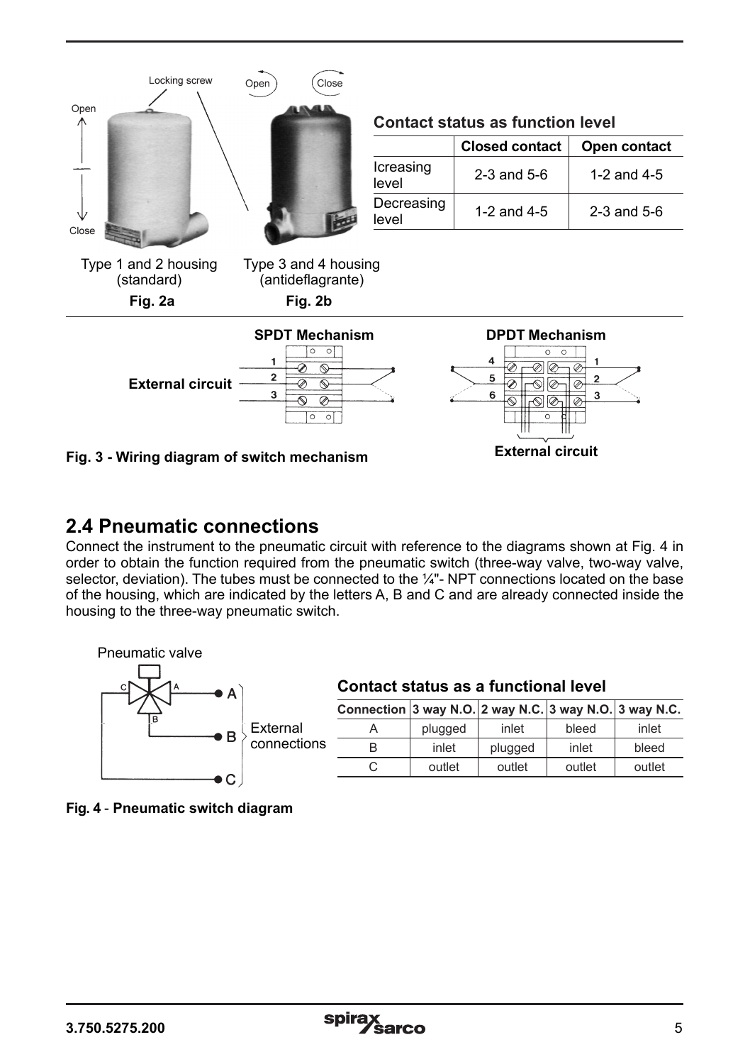Locking screw

Open

Close

Open

Close

Type 1 and 2 housing (standard)

**Fig. 2a**

Type 3 and 4 housing (antideflagrante)

**Fig. 2b**

### Contact status as function level

| | Closed contact | Open contact |
|---|---|---|
| Icreasing level | 2-3 and 5-6 | 1-2 and 4-5 |
| Decreasing level | 1-2 and 4-5 | 2-3 and 5-6 |

**SPDT Mechanism**

**DPDT Mechanism**

**External circuit**

**External circuit**

**Fig. 3 - Wiring diagram of switch mechanism**

## 2.4 Pneumatic connections

Connect the instrument to the pneumatic circuit with reference to the diagrams shown at Fig. 4 in order to obtain the function required from the pneumatic switch (three-way valve, two-way valve, selector, deviation). The tubes must be connected to the ¼"- NPT connections located on the base of the housing, which are indicated by the letters A, B and C and are already connected inside the housing to the three-way pneumatic switch.

Pneumatic valve

External connections

### Contact status as a functional level

| Connection | 3 way N.O. | 2 way N.C. | 3 way N.O. | 3 way N.C. |
|---|---|---|---|---|
| A | plugged | inlet | bleed | inlet |
| B | inlet | plugged | inlet | bleed |
| C | outlet | outlet | outlet | outlet |

**Fig. 4 - Pneumatic switch diagram**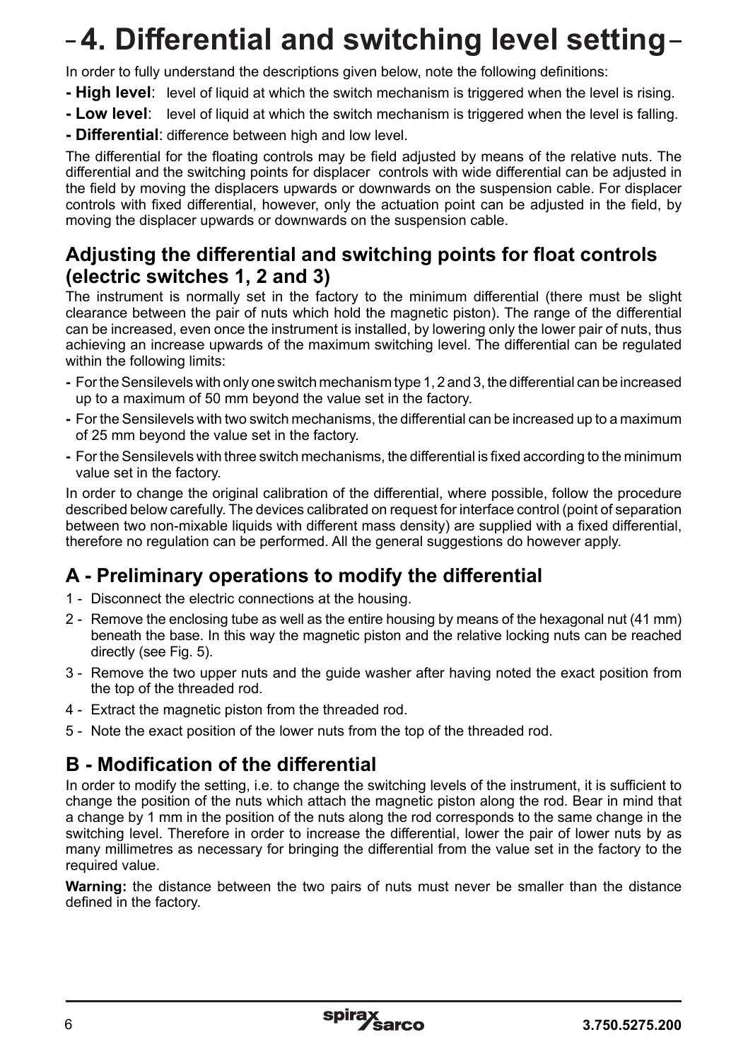# 4. Differential and switching level setting

In order to fully understand the descriptions given below, note the following definitions:

- **High level**: level of liquid at which the switch mechanism is triggered when the level is rising.
- **Low level**: level of liquid at which the switch mechanism is triggered when the level is falling.
- **Differential**: difference between high and low level.

The differential for the floating controls may be field adjusted by means of the relative nuts. The differential and the switching points for displacer controls with wide differential can be adjusted in the field by moving the displacers upwards or downwards on the suspension cable. For displacer controls with fixed differential, however, only the actuation point can be adjusted in the field, by moving the displacer upwards or downwards on the suspension cable.

## Adjusting the differential and switching points for float controls (electric switches 1, 2 and 3)

The instrument is normally set in the factory to the minimum differential (there must be slight clearance between the pair of nuts which hold the magnetic piston). The range of the differential can be increased, even once the instrument is installed, by lowering only the lower pair of nuts, thus achieving an increase upwards of the maximum switching level. The differential can be regulated within the following limits:

- For the Sensilevels with only one switch mechanism type 1, 2 and 3, the differential can be increased up to a maximum of 50 mm beyond the value set in the factory.
- For the Sensilevels with two switch mechanisms, the differential can be increased up to a maximum of 25 mm beyond the value set in the factory.
- For the Sensilevels with three switch mechanisms, the differential is fixed according to the minimum value set in the factory.

In order to change the original calibration of the differential, where possible, follow the procedure described below carefully. The devices calibrated on request for interface control (point of separation between two non-mixable liquids with different mass density) are supplied with a fixed differential, therefore no regulation can be performed. All the general suggestions do however apply.

## A - Preliminary operations to modify the differential

1 - Disconnect the electric connections at the housing.
2 - Remove the enclosing tube as well as the entire housing by means of the hexagonal nut (41 mm) beneath the base. In this way the magnetic piston and the relative locking nuts can be reached directly (see Fig. 5).
3 - Remove the two upper nuts and the guide washer after having noted the exact position from the top of the threaded rod.
4 - Extract the magnetic piston from the threaded rod.
5 - Note the exact position of the lower nuts from the top of the threaded rod.

## B - Modification of the differential

In order to modify the setting, i.e. to change the switching levels of the instrument, it is sufficient to change the position of the nuts which attach the magnetic piston along the rod. Bear in mind that a change by 1 mm in the position of the nuts along the rod corresponds to the same change in the switching level. Therefore in order to increase the differential, lower the pair of lower nuts by as many millimetres as necessary for bringing the differential from the value set in the factory to the required value.

**Warning:** the distance between the two pairs of nuts must never be smaller than the distance defined in the factory.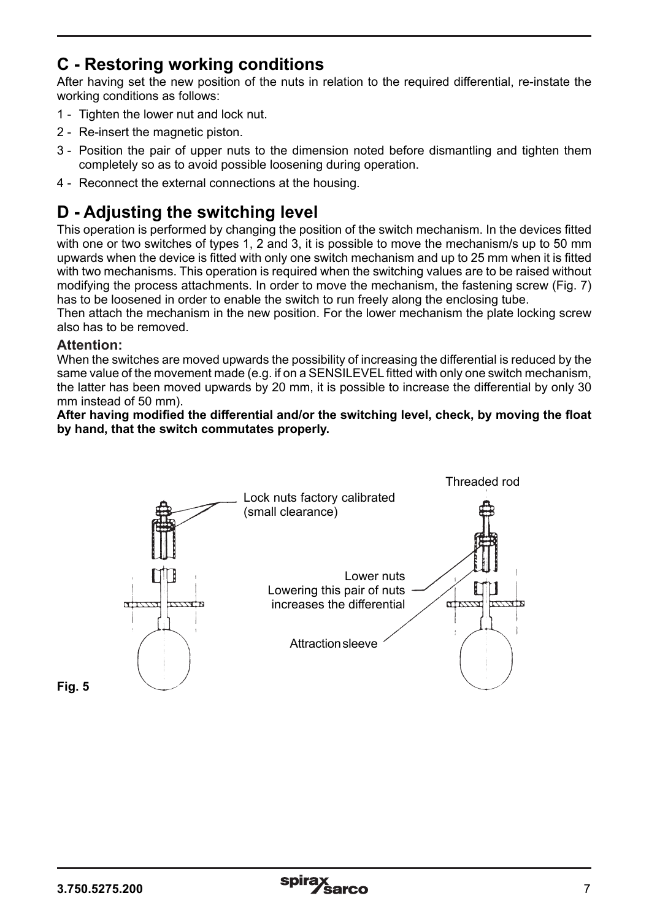## C - Restoring working conditions

After having set the new position of the nuts in relation to the required differential, re-instate the working conditions as follows:

1 - Tighten the lower nut and lock nut.
2 - Re-insert the magnetic piston.
3 - Position the pair of upper nuts to the dimension noted before dismantling and tighten them completely so as to avoid possible loosening during operation.
4 - Reconnect the external connections at the housing.

## D - Adjusting the switching level

This operation is performed by changing the position of the switch mechanism. In the devices fitted with one or two switches of types 1, 2 and 3, it is possible to move the mechanism/s up to 50 mm upwards when the device is fitted with only one switch mechanism and up to 25 mm when it is fitted with two mechanisms. This operation is required when the switching values are to be raised without modifying the process attachments. In order to move the mechanism, the fastening screw (Fig. 7) has to be loosened in order to enable the switch to run freely along the enclosing tube.
Then attach the mechanism in the new position. For the lower mechanism the plate locking screw also has to be removed.

### Attention:

When the switches are moved upwards the possibility of increasing the differential is reduced by the same value of the movement made (e.g. if on a SENSILEVEL fitted with only one switch mechanism, the latter has been moved upwards by 20 mm, it is possible to increase the differential by only 30 mm instead of 50 mm).

**After having modified the differential and/or the switching level, check, by moving the float by hand, that the switch commutates properly.**

Threaded rod

Lock nuts factory calibrated (small clearance)

Lower nuts
Lowering this pair of nuts increases the differential

Attraction sleeve

**Fig. 5**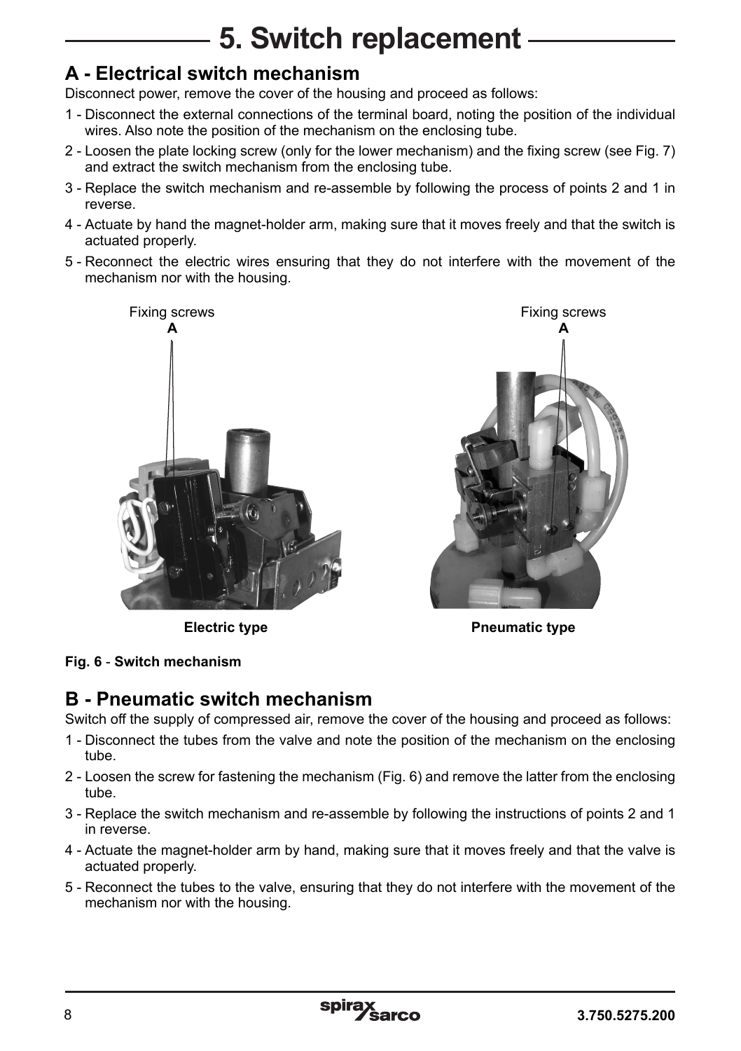# 5. Switch replacement

## A - Electrical switch mechanism

Disconnect power, remove the cover of the housing and proceed as follows:

1 - Disconnect the external connections of the terminal board, noting the position of the individual wires. Also note the position of the mechanism on the enclosing tube.

2 - Loosen the plate locking screw (only for the lower mechanism) and the fixing screw (see Fig. 7) and extract the switch mechanism from the enclosing tube.

3 - Replace the switch mechanism and re-assemble by following the process of points 2 and 1 in reverse.

4 - Actuate by hand the magnet-holder arm, making sure that it moves freely and that the switch is actuated properly.

5 - Reconnect the electric wires ensuring that they do not interfere with the movement of the mechanism nor with the housing.

Fixing screws A

Fixing screws A

**Electric type**

**Pneumatic type**

**Fig. 6** - **Switch mechanism**

## B - Pneumatic switch mechanism

Switch off the supply of compressed air, remove the cover of the housing and proceed as follows:

1 - Disconnect the tubes from the valve and note the position of the mechanism on the enclosing tube.

2 - Loosen the screw for fastening the mechanism (Fig. 6) and remove the latter from the enclosing tube.

3 - Replace the switch mechanism and re-assemble by following the instructions of points 2 and 1 in reverse.

4 - Actuate the magnet-holder arm by hand, making sure that it moves freely and that the valve is actuated properly.

5 - Reconnect the tubes to the valve, ensuring that they do not interfere with the movement of the mechanism nor with the housing.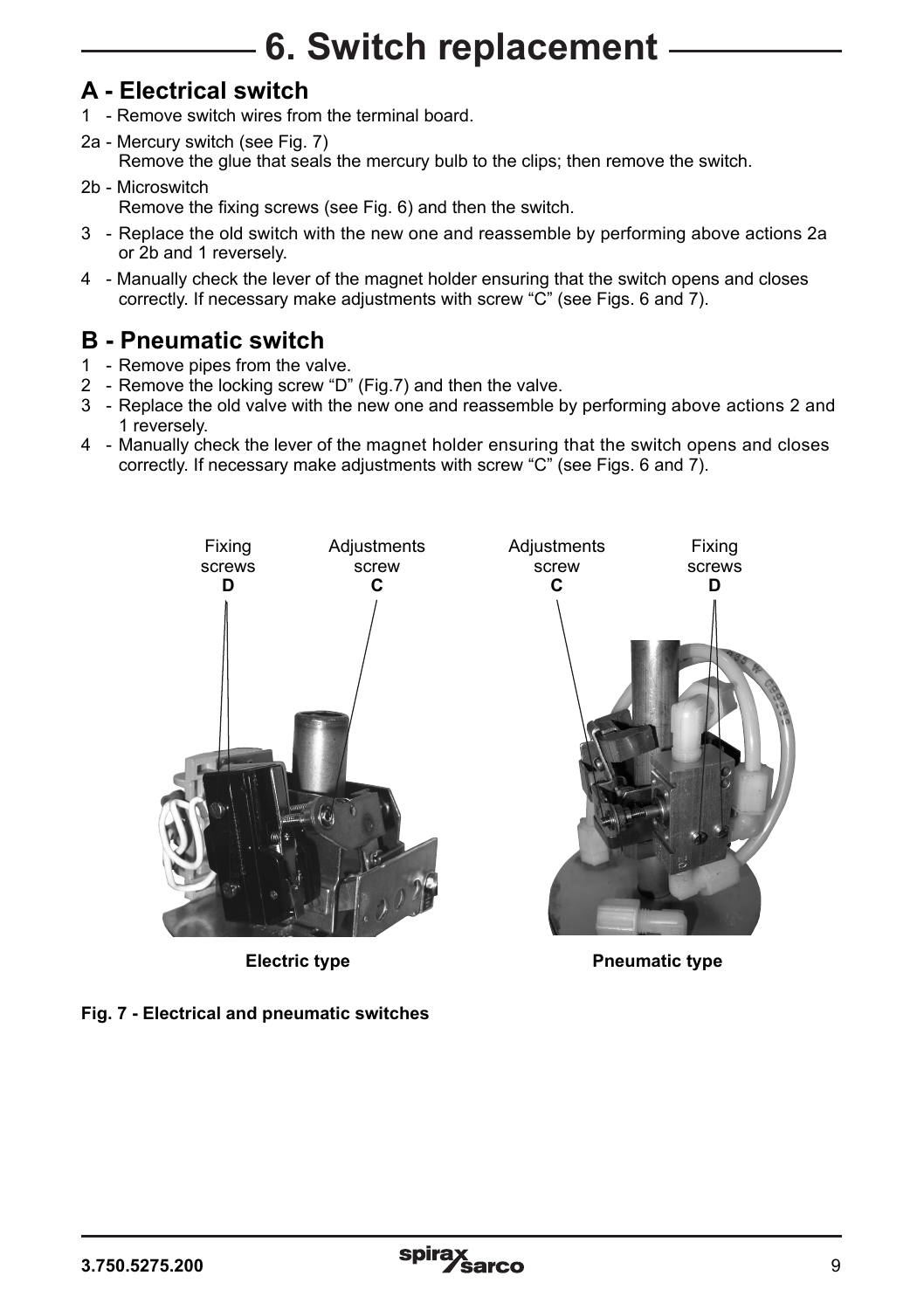# 6. Switch replacement

## A - Electrical switch

1 - Remove switch wires from the terminal board.

2a - Mercury switch (see Fig. 7)
Remove the glue that seals the mercury bulb to the clips; then remove the switch.

2b - Microswitch
Remove the fixing screws (see Fig. 6) and then the switch.

3 - Replace the old switch with the new one and reassemble by performing above actions 2a or 2b and 1 reversely.

4 - Manually check the lever of the magnet holder ensuring that the switch opens and closes correctly. If necessary make adjustments with screw "C" (see Figs. 6 and 7).

## B - Pneumatic switch

1 - Remove pipes from the valve.

2 - Remove the locking screw "D" (Fig.7) and then the valve.

3 - Replace the old valve with the new one and reassemble by performing above actions 2 and 1 reversely.

4 - Manually check the lever of the magnet holder ensuring that the switch opens and closes correctly. If necessary make adjustments with screw "C" (see Figs. 6 and 7).

Fixing screws **D** | Adjustments screw **C** | Adjustments screw **C** | Fixing screws **D**

**Electric type** | **Pneumatic type**

**Fig. 7 - Electrical and pneumatic switches**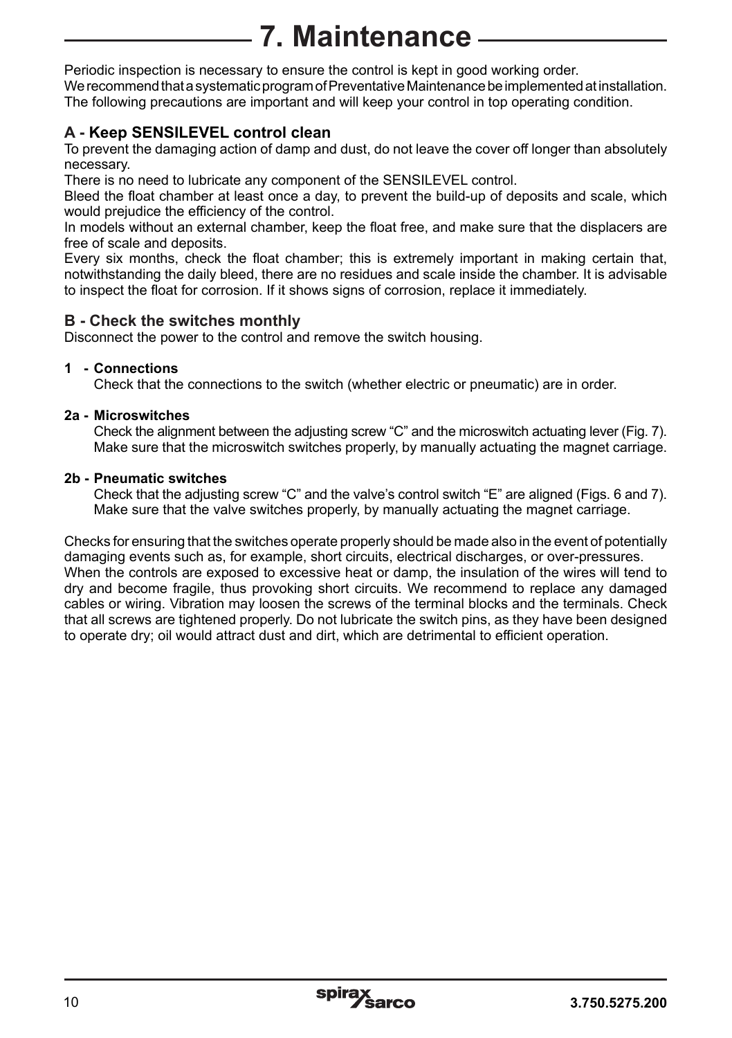# 7. Maintenance

Periodic inspection is necessary to ensure the control is kept in good working order.
We recommend that a systematic program of Preventative Maintenance be implemented at installation.
The following precautions are important and will keep your control in top operating condition.

### A - Keep SENSILEVEL control clean

To prevent the damaging action of damp and dust, do not leave the cover off longer than absolutely necessary.

There is no need to lubricate any component of the SENSILEVEL control.

Bleed the float chamber at least once a day, to prevent the build-up of deposits and scale, which would prejudice the efficiency of the control.

In models without an external chamber, keep the float free, and make sure that the displacers are free of scale and deposits.

Every six months, check the float chamber; this is extremely important in making certain that, notwithstanding the daily bleed, there are no residues and scale inside the chamber. It is advisable to inspect the float for corrosion. If it shows signs of corrosion, replace it immediately.

### B - Check the switches monthly

Disconnect the power to the control and remove the switch housing.

**1 - Connections**

Check that the connections to the switch (whether electric or pneumatic) are in order.

**2a - Microswitches**

Check the alignment between the adjusting screw "C" and the microswitch actuating lever (Fig. 7). Make sure that the microswitch switches properly, by manually actuating the magnet carriage.

**2b - Pneumatic switches**

Check that the adjusting screw "C" and the valve's control switch "E" are aligned (Figs. 6 and 7). Make sure that the valve switches properly, by manually actuating the magnet carriage.

Checks for ensuring that the switches operate properly should be made also in the event of potentially damaging events such as, for example, short circuits, electrical discharges, or over-pressures.
When the controls are exposed to excessive heat or damp, the insulation of the wires will tend to dry and become fragile, thus provoking short circuits. We recommend to replace any damaged cables or wiring. Vibration may loosen the screws of the terminal blocks and the terminals. Check that all screws are tightened properly. Do not lubricate the switch pins, as they have been designed to operate dry; oil would attract dust and dirt, which are detrimental to efficient operation.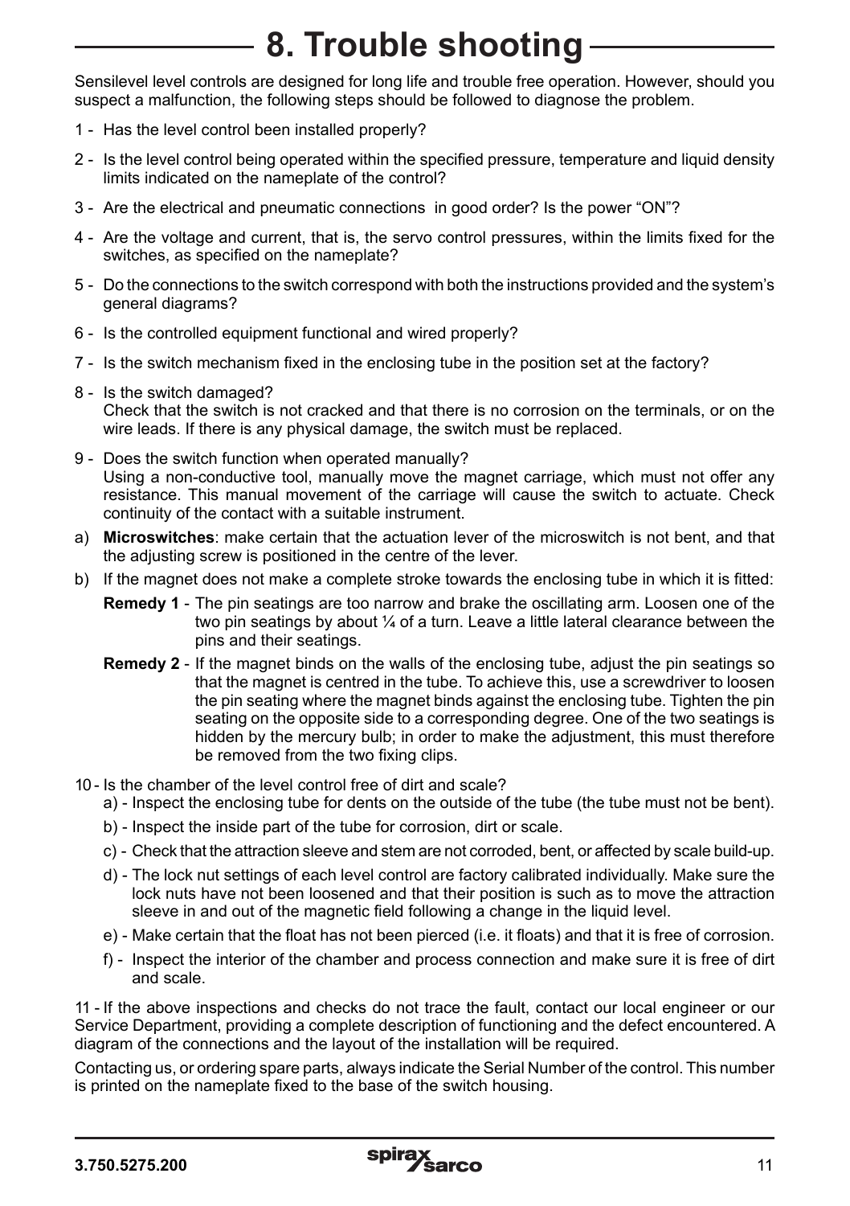# 8. Trouble shooting

Sensilevel level controls are designed for long life and trouble free operation. However, should you suspect a malfunction, the following steps should be followed to diagnose the problem.

1 - Has the level control been installed properly?

2 - Is the level control being operated within the specified pressure, temperature and liquid density limits indicated on the nameplate of the control?

3 - Are the electrical and pneumatic connections in good order? Is the power "ON"?

4 - Are the voltage and current, that is, the servo control pressures, within the limits fixed for the switches, as specified on the nameplate?

5 - Do the connections to the switch correspond with both the instructions provided and the system's general diagrams?

6 - Is the controlled equipment functional and wired properly?

7 - Is the switch mechanism fixed in the enclosing tube in the position set at the factory?

8 - Is the switch damaged?
Check that the switch is not cracked and that there is no corrosion on the terminals, or on the wire leads. If there is any physical damage, the switch must be replaced.

9 - Does the switch function when operated manually?
Using a non-conductive tool, manually move the magnet carriage, which must not offer any resistance. This manual movement of the carriage will cause the switch to actuate. Check continuity of the contact with a suitable instrument.

a) **Microswitches**: make certain that the actuation lever of the microswitch is not bent, and that the adjusting screw is positioned in the centre of the lever.

b) If the magnet does not make a complete stroke towards the enclosing tube in which it is fitted:

**Remedy 1** - The pin seatings are too narrow and brake the oscillating arm. Loosen one of the two pin seatings by about ¼ of a turn. Leave a little lateral clearance between the pins and their seatings.

**Remedy 2** - If the magnet binds on the walls of the enclosing tube, adjust the pin seatings so that the magnet is centred in the tube. To achieve this, use a screwdriver to loosen the pin seating where the magnet binds against the enclosing tube. Tighten the pin seating on the opposite side to a corresponding degree. One of the two seatings is hidden by the mercury bulb; in order to make the adjustment, this must therefore be removed from the two fixing clips.

10 - Is the chamber of the level control free of dirt and scale?

a) - Inspect the enclosing tube for dents on the outside of the tube (the tube must not be bent).

b) - Inspect the inside part of the tube for corrosion, dirt or scale.

c) - Check that the attraction sleeve and stem are not corroded, bent, or affected by scale build-up.

d) - The lock nut settings of each level control are factory calibrated individually. Make sure the lock nuts have not been loosened and that their position is such as to move the attraction sleeve in and out of the magnetic field following a change in the liquid level.

e) - Make certain that the float has not been pierced (i.e. it floats) and that it is free of corrosion.

f) - Inspect the interior of the chamber and process connection and make sure it is free of dirt and scale.

11 - If the above inspections and checks do not trace the fault, contact our local engineer or our Service Department, providing a complete description of functioning and the defect encountered. A diagram of the connections and the layout of the installation will be required.

Contacting us, or ordering spare parts, always indicate the Serial Number of the control. This number is printed on the nameplate fixed to the base of the switch housing.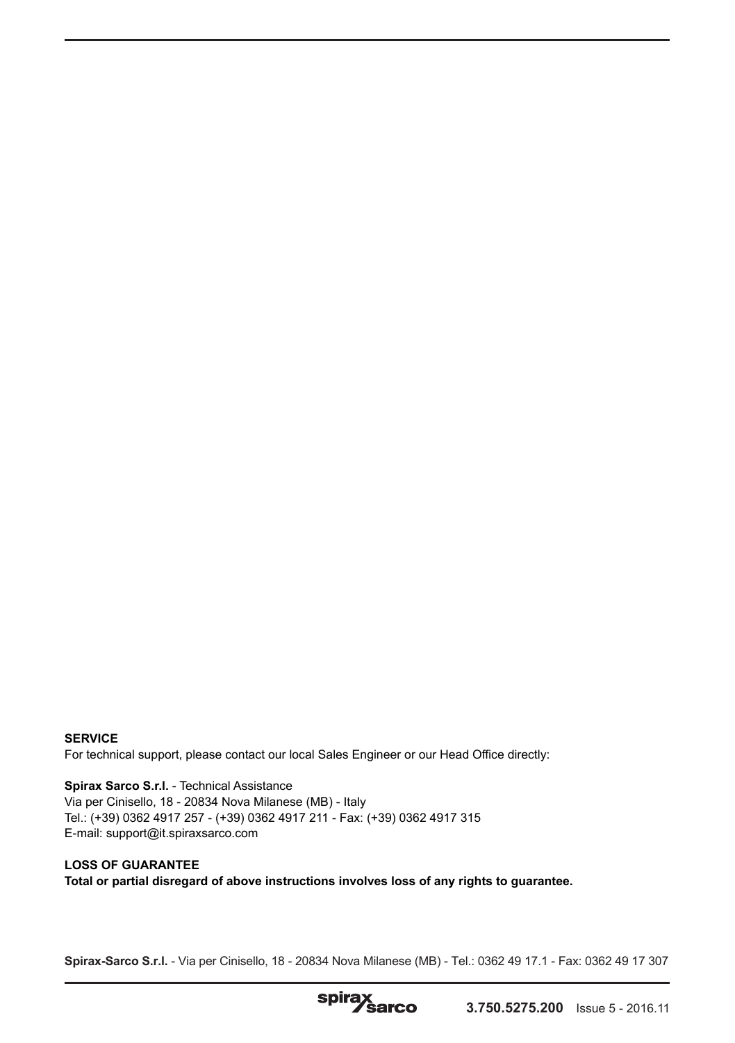**SERVICE**

For technical support, please contact our local Sales Engineer or our Head Office directly:

**Spirax Sarco S.r.l.** - Technical Assistance
Via per Cinisello, 18 - 20834 Nova Milanese (MB) - Italy
Tel.: (+39) 0362 4917 257 - (+39) 0362 4917 211 - Fax: (+39) 0362 4917 315
E-mail: support@it.spiraxsarco.com

**LOSS OF GUARANTEE**

**Total or partial disregard of above instructions involves loss of any rights to guarantee.**

**Spirax-Sarco S.r.l.** - Via per Cinisello, 18 - 20834 Nova Milanese (MB) - Tel.: 0362 49 17.1 - Fax: 0362 49 17 307

spirax sarco **3.750.5275.200** Issue 5 - 2016.11